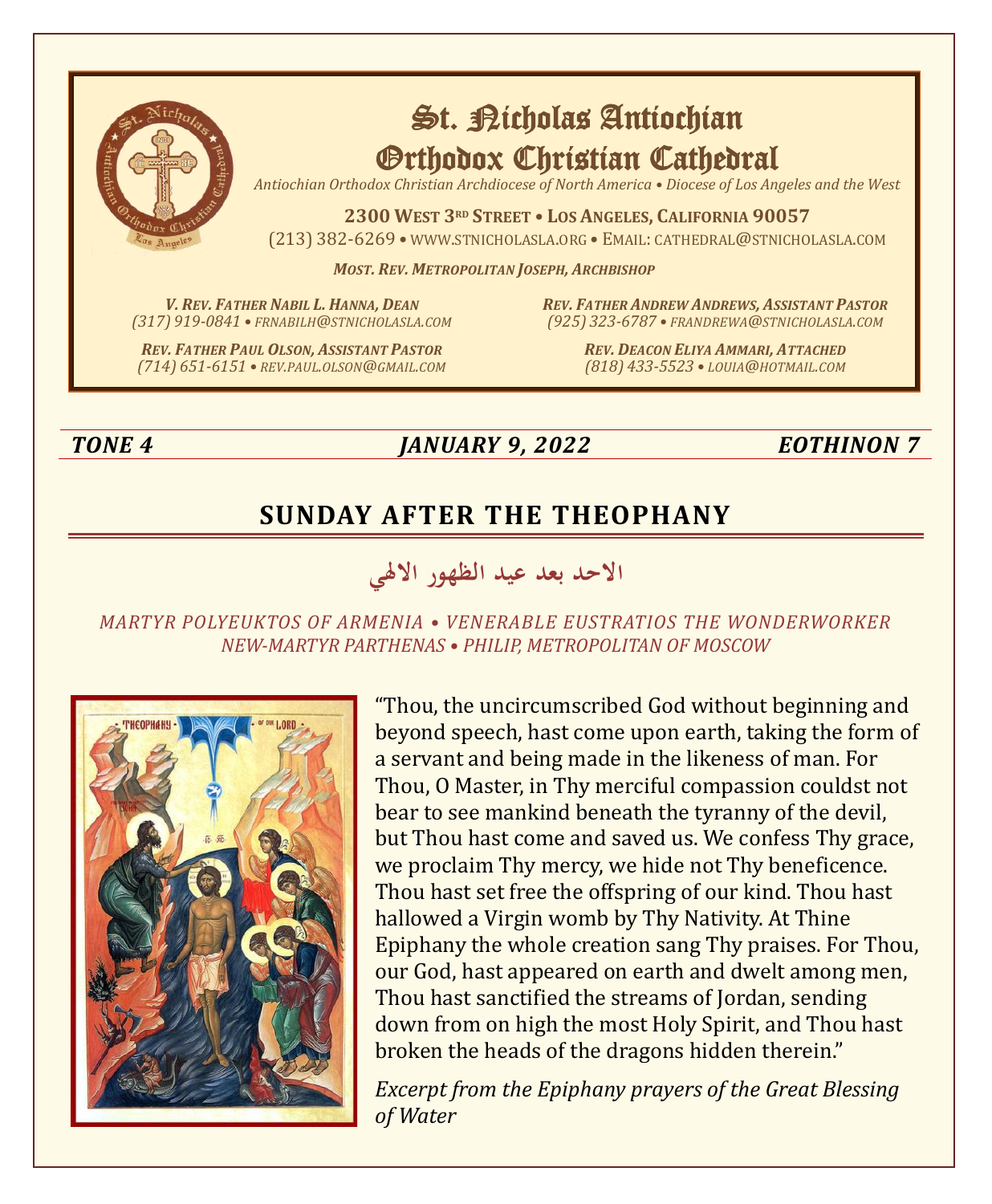# St. Nicholas Antiochian Orthodox Christian Cathedral

*Antiochian Orthodox Christian Archdiocese of North America • Diocese of Los Angeles and the West*

**2300 West 3rd Street • Los Angeles, California 90057**

(213) 382-6269 • www.stnicholasla.org • Email: cathedral@stnicholasla.com

***Most. Rev. Metropolitan Joseph, Archbishop***

***V. Rev. Father Nabil L. Hanna, Dean***
*(317) 919-0841 • frnabilh@stnicholasla.com*

***Rev. Father Andrew Andrews, Assistant Pastor***
*(925) 323-6787 • frandrewa@stnicholasla.com*

***Rev. Father Paul Olson, Assistant Pastor***
*(714) 651-6151 • rev.paul.olson@gmail.com*

***Rev. Deacon Eliya Ammari, Attached***
*(818) 433-5523 • louia@hotmail.com*

***TONE 4*** | ***JANUARY 9, 2022*** | ***EOTHINON 7***

## SUNDAY AFTER THE THEOPHANY

## الاحد بعد عيد الظهور الالهي

*MARTYR POLYEUKTOS OF ARMENIA • VENERABLE EUSTRATIOS THE WONDERWORKER*
*NEW-MARTYR PARTHENAS • PHILIP, METROPOLITAN OF MOSCOW*

"Thou, the uncircumscribed God without beginning and beyond speech, hast come upon earth, taking the form of a servant and being made in the likeness of man. For Thou, O Master, in Thy merciful compassion couldst not bear to see mankind beneath the tyranny of the devil, but Thou hast come and saved us. We confess Thy grace, we proclaim Thy mercy, we hide not Thy beneficence. Thou hast set free the offspring of our kind. Thou hast hallowed a Virgin womb by Thy Nativity. At Thine Epiphany the whole creation sang Thy praises. For Thou, our God, hast appeared on earth and dwelt among men, Thou hast sanctified the streams of Jordan, sending down from on high the most Holy Spirit, and Thou hast broken the heads of the dragons hidden therein."

*Excerpt from the Epiphany prayers of the Great Blessing of Water*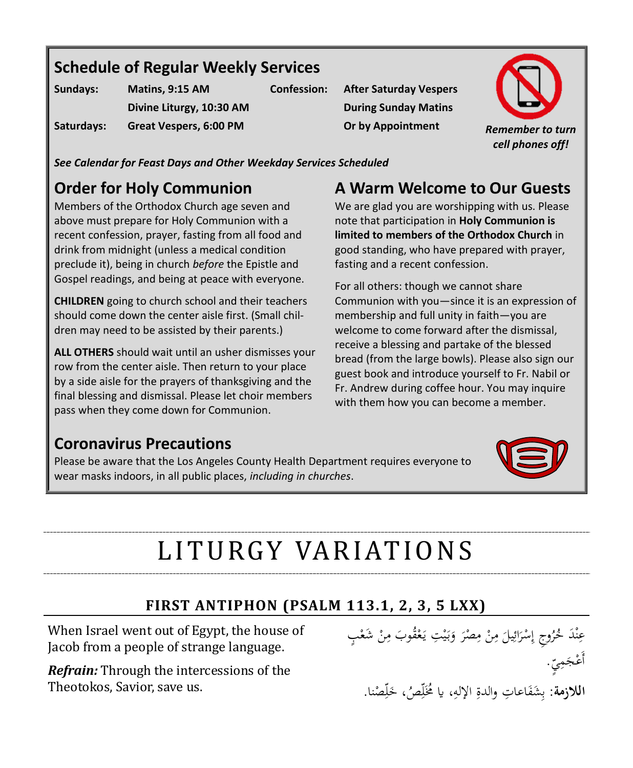## Schedule of Regular Weekly Services

| | | | |
|---|---|---|---|
| **Sundays:** | **Matins, 9:15 AM** | **Confession:** | **After Saturday Vespers** |
| | **Divine Liturgy, 10:30 AM** | | **During Sunday Matins** |
| **Saturdays:** | **Great Vespers, 6:00 PM** | | **Or by Appointment** |

***Remember to turn cell phones off!***

***See Calendar for Feast Days and Other Weekday Services Scheduled***

## Order for Holy Communion

Members of the Orthodox Church age seven and above must prepare for Holy Communion with a recent confession, prayer, fasting from all food and drink from midnight (unless a medical condition preclude it), being in church *before* the Epistle and Gospel readings, and being at peace with everyone.

**CHILDREN** going to church school and their teachers should come down the center aisle first. (Small children may need to be assisted by their parents.)

**ALL OTHERS** should wait until an usher dismisses your row from the center aisle. Then return to your place by a side aisle for the prayers of thanksgiving and the final blessing and dismissal. Please let choir members pass when they come down for Communion.

## A Warm Welcome to Our Guests

We are glad you are worshipping with us. Please note that participation in **Holy Communion is limited to members of the Orthodox Church** in good standing, who have prepared with prayer, fasting and a recent confession.

For all others: though we cannot share Communion with you—since it is an expression of membership and full unity in faith—you are welcome to come forward after the dismissal, receive a blessing and partake of the blessed bread (from the large bowls). Please also sign our guest book and introduce yourself to Fr. Nabil or Fr. Andrew during coffee hour. You may inquire with them how you can become a member.

## Coronavirus Precautions

Please be aware that the Los Angeles County Health Department requires everyone to wear masks indoors, in all public places, *including in churches*.

# LITURGY VARIATIONS

### FIRST ANTIPHON (PSALM 113.1, 2, 3, 5 LXX)

When Israel went out of Egypt, the house of Jacob from a people of strange language.

***Refrain:*** Through the intercessions of the Theotokos, Savior, save us.

عِنْدَ خُرُوجِ إِسْرَائِيلَ مِنْ مِصْرَ وَبَيْتِ يَعْقُوبَ مِنْ شَعْبٍ أَعْجَمِيٍّ.

**اللازمة**: بِشَفَاعاتِ والدةِ الإلهِ، يا مُخَلِّصُ، خَلِّصْنا.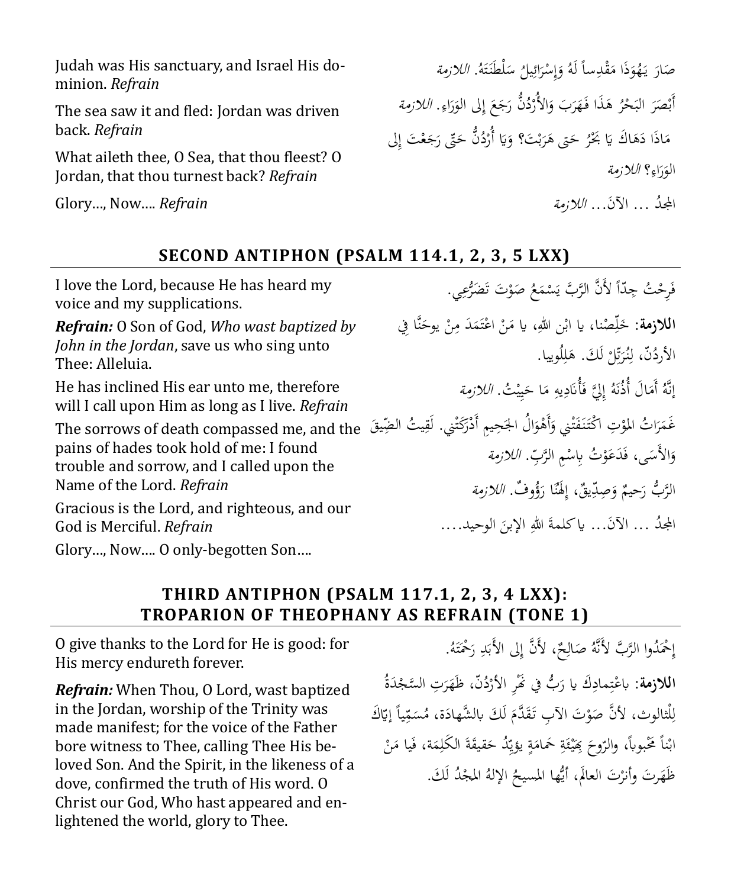Judah was His sanctuary, and Israel His dominion. *Refrain*

صَارَ يَهُوَذَا مَقْدِساً لَهُ وَإِسْرَائِيلُ سَلْطَنَتَهُ. *اللازمة*

The sea saw it and fled: Jordan was driven back. *Refrain*

أَبْصَرَ البَحْرُ هَذَا فَهَرَبَ وَالأُرْدُنُّ رَجَعَ إِلى الوَرَاءِ. *اللازمة*

What aileth thee, O Sea, that thou fleest? O Jordan, that thou turnest back? *Refrain*

مَاذَا دَهَاكَ يَا بَحْرُ حَتى هَرَبْتَ؟ وَيَا أُرْدُنُّ حَتّى رَجَعْتَ إِلى الوَرَاءِ؟ *اللازمة*

Glory…, Now…. *Refrain*

المجدُ ... الآنَ... *اللازمة*

## SECOND ANTIPHON (PSALM 114.1, 2, 3, 5 LXX)

I love the Lord, because He has heard my voice and my supplications.

فَرِحْتُ جِدّاً لأَنَّ الرَّبَّ يَسْمَعُ صَوْتَ تَضَرُّعِي.

***Refrain:*** O Son of God, *Who wast baptized by John in the Jordan*, save us who sing unto Thee: Alleluia.

**اللازمة**: خَلِّصْنا، يا ابْنَ اللهِ، يا مَنْ اعْتَمَدَ مِنْ يوحَنَّا فِي الأُردُنّ، لِنُرَتِّلْ لَكَ. هَلِلُوييا.

He has inclined His ear unto me, therefore will I call upon Him as long as I live. *Refrain*

إِنَّهُ أَمَالَ أُذُنَهُ إِليَّ فَأُنَادِيهِ مَا حَيِيْتُ. *اللازمة*

The sorrows of death compassed me, and the pains of hades took hold of me: I found trouble and sorrow, and I called upon the Name of the Lord. *Refrain*

غَمَرَاتُ الموْتِ اكْتَنَفَتْنِي وَأَهْوَالُ الجَحِيمِ أَدْرَكَتْنِي. لَقِيتُ الضِّيقَ وَالأَسَى، فَدَعَوْتُ بِاسْمِ الرَّبِّ. *اللازمة*

Gracious is the Lord, and righteous, and our God is Merciful. *Refrain*

الرَّبُّ رَحِيمٌ وَصِدِّيقٌ، إِلهُنَا رَؤُوفٌ. *اللازمة*

Glory…, Now…. O only-begotten Son….

المجدُ ... الآنَ... يا كلمةَ اللهِ الإبنَ الوحيد....

## THIRD ANTIPHON (PSALM 117.1, 2, 3, 4 LXX): TROPARION OF THEOPHANY AS REFRAIN (TONE 1)

O give thanks to the Lord for He is good: for His mercy endureth forever.

إِحْمَدُوا الرَّبَّ لأَنَّهُ صَالِحٌ، لأَنَّ إِلى الأَبَدِ رَحْمَتَهُ.

***Refrain:*** When Thou, O Lord, wast baptized in the Jordan, worship of the Trinity was made manifest; for the voice of the Father bore witness to Thee, calling Thee His beloved Son. And the Spirit, in the likeness of a dove, confirmed the truth of His word. O Christ our God, Who hast appeared and enlightened the world, glory to Thee.

**اللازمة**: باعْتِمادِكَ يا رَبُّ فِي نَهْرِ الأَرْدُنّ، ظَهَرَتِ السَّجْدَةُ لِلْثالوث، لأَنَّ صَوْتَ الآبِ تَقَدَّمَ لَكَ بالشَّهادَة، مُسَمِّياً إِيّاكَ ابْناً مَحْبوباً، والرّوحَ بِهَيْئَةِ حَمامَةٍ يؤَيِّدُ حَقيقَةَ الكَلِمَة، فَيا مَنْ ظَهَرتَ وأَنرْتَ العالَمَ، أَيُّها المسيحُ الإلهُ المجْدُ لَكَ.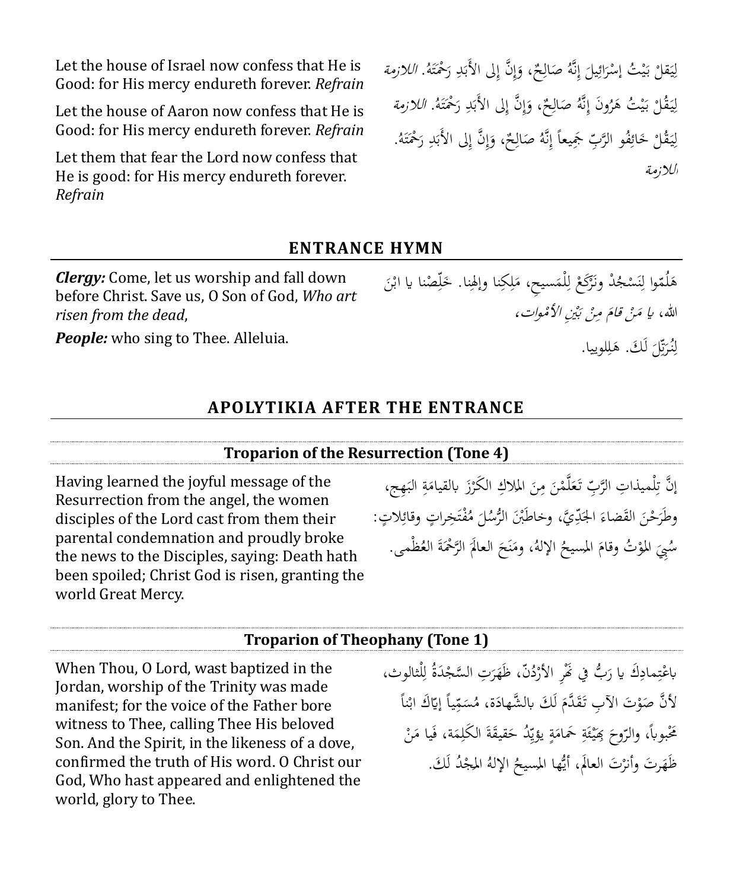Let the house of Israel now confess that He is Good: for His mercy endureth forever. *Refrain*

لِيَقلْ بَيْتُ إسْرَائِيلَ إنَّهُ صَالِحٌ، وَإنَّ إلى الأَبَدِ رَحْمَتَهُ. *اللازمة*

Let the house of Aaron now confess that He is Good: for His mercy endureth forever. *Refrain*

لِيَقُلْ بَيْتُ هَرُونَ إنَّهُ صَالِحٌ، وَإنَّ إلى الأَبَدِ رَحْمَتَهُ. *اللازمة*

Let them that fear the Lord now confess that He is good: for His mercy endureth forever. *Refrain*

لِيَقُلْ خَائِفُو الرَّبِّ جَمِيعاً إنَّهُ صَالِحٌ، وَإنَّ إلى الأَبَدِ رَحْمَتَهُ. *اللازمة*

## ENTRANCE HYMN

***Clergy:*** Come, let us worship and fall down before Christ. Save us, O Son of God, *Who art risen from the dead*,

***People:*** who sing to Thee. Alleluia.

هَلُمّوا لِنَسْجُدْ ونَرْكَعْ لِلْمَسيحِ، مَلِكِنا وإلهِنا. خَلِّصْنا يا ابْنَ اللهِ، *يا مَنْ قامَ مِنْ بَيْنِ الأَمْوات*،

لِنُرَتِّلَ لَكَ. هَلِلويا.

## APOLYTIKIA AFTER THE ENTRANCE

### Troparion of the Resurrection (Tone 4)

Having learned the joyful message of the Resurrection from the angel, the women disciples of the Lord cast from them their parental condemnation and proudly broke the news to the Disciples, saying: Death hath been spoiled; Christ God is risen, granting the world Great Mercy.

إنَّ تِلْميذاتِ الرَّبِّ تَعَلَّمْنَ مِنَ الملاكِ الكَرْزَ بالقيامَةِ البَهِج، وطَرَحْنَ القَضاءَ الجَدِّيَّ، وخاطَبْنَ الرُّسُلَ مُفْتَخِراتٍ وقائِلاتٍ: سُبِيَ الموْتُ وقامَ المسيحُ الإلهُ، ومَنَحَ العالَمَ الرَّحْمَةَ العُظْمى.

### Troparion of Theophany (Tone 1)

When Thou, O Lord, wast baptized in the Jordan, worship of the Trinity was made manifest; for the voice of the Father bore witness to Thee, calling Thee His beloved Son. And the Spirit, in the likeness of a dove, confirmed the truth of His word. O Christ our God, Who hast appeared and enlightened the world, glory to Thee.

باعْتِمادِكَ يا رَبُّ في نَهْرِ الأرْدُنّ، ظَهَرتِ السَّجْدَةُ لِلْثالوث، لأنَّ صَوْتَ الآبِ تَقَدَّمَ لَكَ بالشَّهادَة، مُسَمِّياً إيّاكَ ابْناً مَحْبوباً، والرّوحَ بِهَيْئَةِ حَمامَةٍ يؤيِّدُ حَقيقَةَ الكَلِمَة، فَيا مَنْ ظَهَرتَ وأنَرْتَ العالَمَ، أيُّها المسيحُ الإلهُ المجْدُ لَكَ.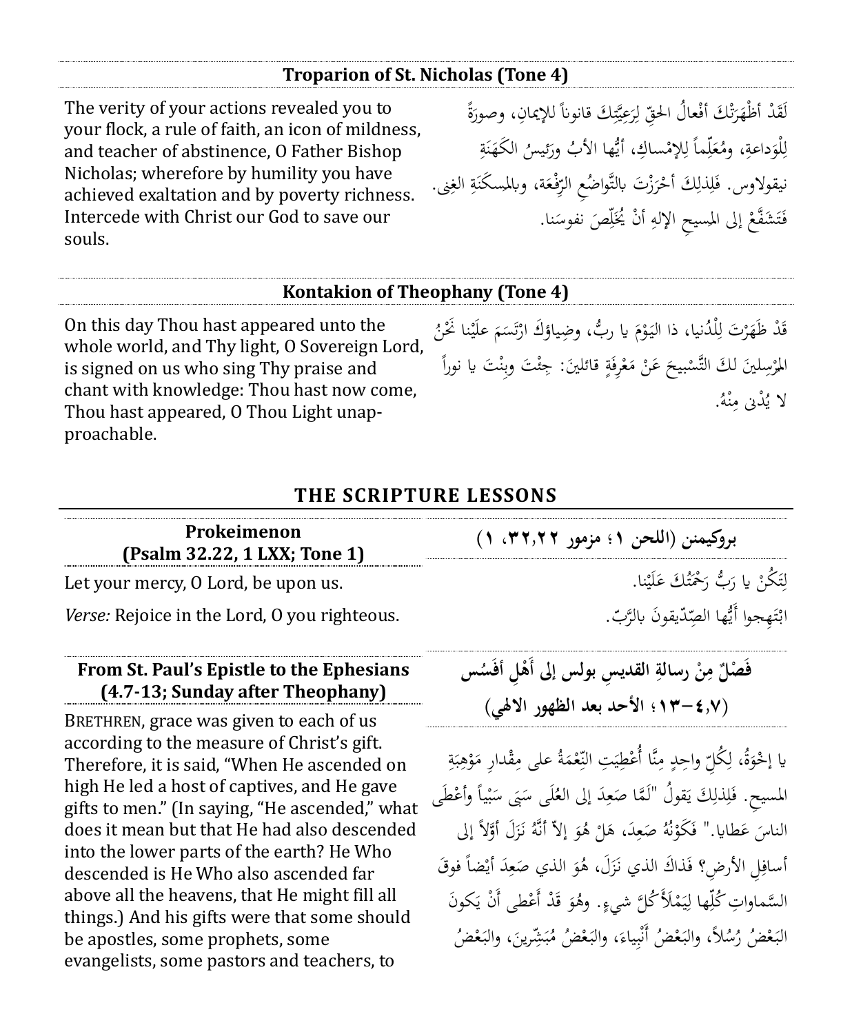### Troparion of St. Nicholas (Tone 4)

The verity of your actions revealed you to your flock, a rule of faith, an icon of mildness, and teacher of abstinence, O Father Bishop Nicholas; wherefore by humility you have achieved exaltation and by poverty richness. Intercede with Christ our God to save our souls.

لَقَدْ أَظْهَرَتْكَ أَفْعالُ الحقِّ لِرَعِيَّتِكَ قانوناً للإيمانِ، وصورةً لِلْوَداعةِ، ومُعَلِّماً لِلإِمْساكِ، أيُّها الأبُ ورَئيسُ الكَهَنَةِ نيقولاوس. فَلِذلِكَ أَحْرَزْتَ بالتَّواضُعِ الرِّفْعَة، وبالمسكَنَةِ الغِنى. فَتَشَفَّعْ إلى المسيحِ الإلهِ أنْ يُخَلِّصَ نفوسَنا.

### Kontakion of Theophany (Tone 4)

On this day Thou hast appeared unto the whole world, and Thy light, O Sovereign Lord, is signed on us who sing Thy praise and chant with knowledge: Thou hast now come, Thou hast appeared, O Thou Light unapproachable.

قَدْ ظَهَرْتَ لِلْدُنيا، ذا اليَوْمَ يا ربُّ، وضِياؤكَ ارْتَسَمَ علَيْنا نَحْنُ المرْسِلينَ لكَ التَّسْبيحَ عَنْ مَعْرِفَةٍ قائلينَ: جِئْتَ وبِنْتَ يا نوراً لا يُدْنى مِنْهُ.

## THE SCRIPTURE LESSONS

### Prokeimenon (Psalm 32.22, 1 LXX; Tone 1)

Let your mercy, O Lord, be upon us.

*Verse:* Rejoice in the Lord, O you righteous.

### بروكيمنن (اللحن ١؛ مزمور ٣٢,٢٢، ١)

لِتَكُنْ يا رَبُّ رَحْمَتُكَ عَلَيْنا.

ابْتَهِجوا أَيُّها الصِدّيقونَ بالرَّبّ.

### From St. Paul's Epistle to the Ephesians (4.7-13; Sunday after Theophany)

BRETHREN, grace was given to each of us according to the measure of Christ's gift. Therefore, it is said, "When He ascended on high He led a host of captives, and He gave gifts to men." (In saying, "He ascended," what does it mean but that He had also descended into the lower parts of the earth? He Who descended is He Who also ascended far above all the heavens, that He might fill all things.) And his gifts were that some should be apostles, some prophets, some evangelists, some pastors and teachers, to

### فَصْلٌ مِنْ رسالةِ القديسِ بولس إلى أَهْلِ أفَسُس (٤,٧–١٣؛ الأحد بعد الظهور الالهي)

يا إخْوَةُ، لِكُلِّ واحِدٍ مِنَّا أُعْطِيَتِ النِّعْمَةُ على مِقْدارِ مَوْهِبَةِ المسيحِ. فَلِذلِكَ يَقولُ "لَمَّا صَعِدَ إلى العُلَى سَبَى سَبْياً وأَعْطَى الناسَ عَطايا." فَكَوْنُهُ صَعِدَ، هَلْ هُوَ إلاّ أنَّهُ نَزَلَ أَوَّلاً إلى أسافِلِ الأرضِ؟ فَذاكَ الذي نَزَلَ، هُوَ الذي صَعِدَ أَيْضاً فوقَ السَّماواتِ كُلِّها لِيَمْلأَ كُلَّ شيءٍ. وهُوَ قَدْ أَعْطى أَنْ يَكونَ البَعْضُ رُسُلاً، والبَعْضُ أَنْبِياءَ، والبَعْضُ مُبَشِّرينَ، والبَعْضُ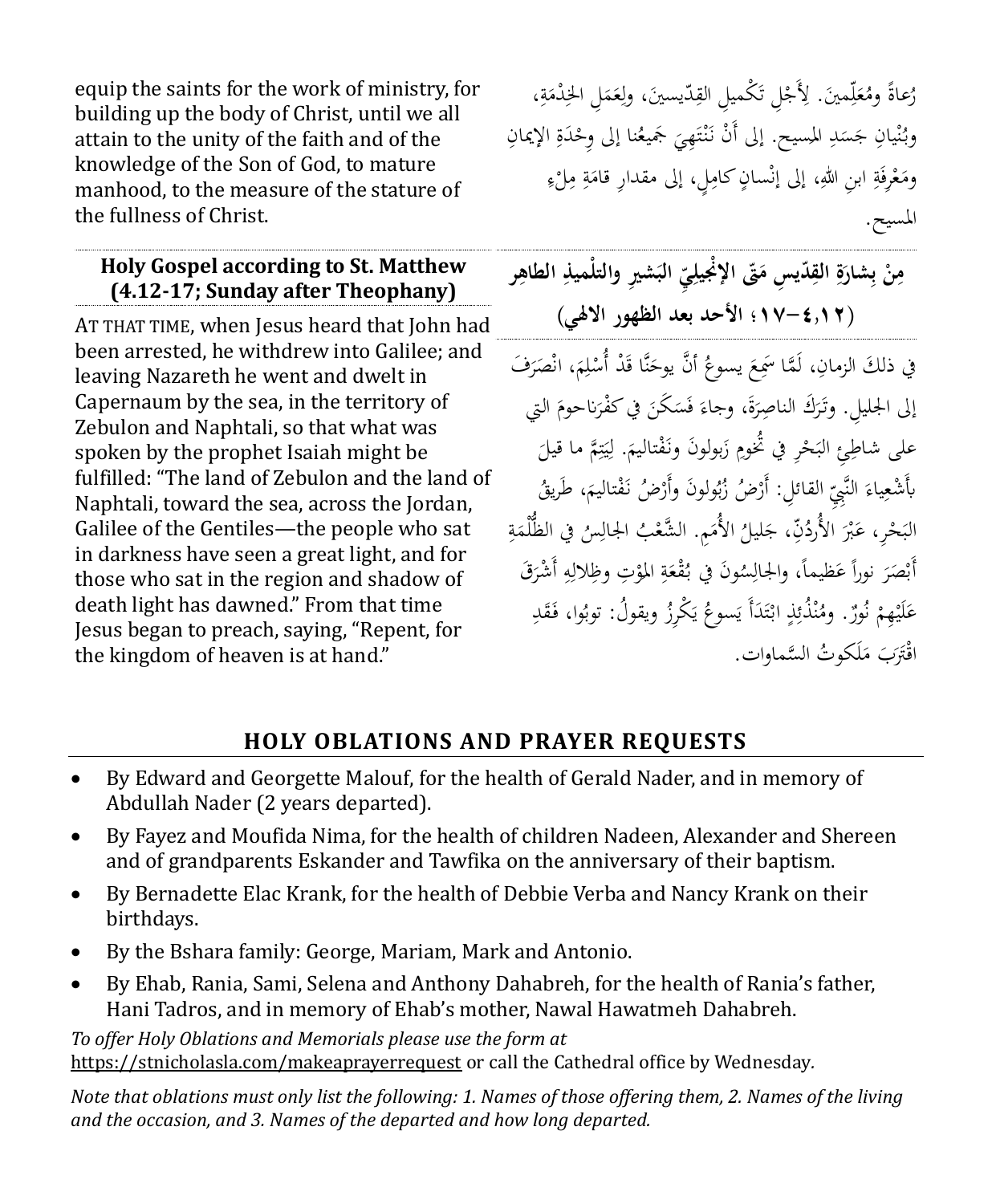equip the saints for the work of ministry, for building up the body of Christ, until we all attain to the unity of the faith and of the knowledge of the Son of God, to mature manhood, to the measure of the stature of the fullness of Christ.

رُعاةً ومُعَلِّمينَ. لِأَجْلِ تَكْميلِ القِدّيسينَ، ولِعَمَلِ الخِدْمَةِ، وبُنْيانِ جَسَدِ المسيح. إلى أَنْ نَنْتَهِيَ جَميعُنا إلى وِحْدَةِ الإيمانِ ومَعْرِفَةِ ابنِ اللهِ، إلى إنْسانٍ كامِلٍ، إلى مقدارِ قامَةِ مِلْءِ المسيح.

### Holy Gospel according to St. Matthew (4.12-17; Sunday after Theophany)

AT THAT TIME, when Jesus heard that John had been arrested, he withdrew into Galilee; and leaving Nazareth he went and dwelt in Capernaum by the sea, in the territory of Zebulon and Naphtali, so that what was spoken by the prophet Isaiah might be fulfilled: "The land of Zebulon and the land of Naphtali, toward the sea, across the Jordan, Galilee of the Gentiles—the people who sat in darkness have seen a great light, and for those who sat in the region and shadow of death light has dawned." From that time Jesus began to preach, saying, "Repent, for the kingdom of heaven is at hand."

### مِنْ بِشارَةِ القِدّيسِ مَتّى الإنْجيليِّ البَشيرِ والتلْميذِ الطاهِر (٤،١٢–١٧؛ الأحد بعد الظهور الالهي)

في ذلكَ الزمانِ، لَمّا سَمِعَ يسوعُ أنَّ يوحَنَّا قَدْ أُسْلِمَ، انْصَرَفَ إلى الجليلِ. وتَرَكَ الناصِرَةَ، وجاءَ فَسَكَنَ في كفْرَناحومَ التي على شاطِئِ البَحْرِ في تُخومِ زَبولونَ ونَفْتاليمَ. لِيَتِمَّ ما قيلَ بأَشْعِياءَ النَّبِيِّ القائلِ: أَرْضُ زُبُولونَ وأَرْضُ نَفْتاليمَ، طَريقُ البَحْرِ، عَبْرَ الأُرْدُنِّ، جَليلُ الأُمَمِ. الشَّعْبُ الجالِسُ في الظُّلْمَةِ أَبْصَرَ نوراً عَظيماً، والجالِسُونَ في بُقْعَةِ المَوْتِ وظِلالِهِ أَشْرَقَ عَلَيْهِمْ نُورٌ. ومُنْذُئِذٍ ابْتَدَأَ يَسوعُ يَكْرِزُ ويقولُ: توبُوا، فَقَدِ اقْتَرَبَ مَلَكوتُ السَّماوات.

## HOLY OBLATIONS AND PRAYER REQUESTS

- By Edward and Georgette Malouf, for the health of Gerald Nader, and in memory of Abdullah Nader (2 years departed).
- By Fayez and Moufida Nima, for the health of children Nadeen, Alexander and Shereen and of grandparents Eskander and Tawfika on the anniversary of their baptism.
- By Bernadette Elac Krank, for the health of Debbie Verba and Nancy Krank on their birthdays.
- By the Bshara family: George, Mariam, Mark and Antonio.
- By Ehab, Rania, Sami, Selena and Anthony Dahabreh, for the health of Rania's father, Hani Tadros, and in memory of Ehab's mother, Nawal Hawatmeh Dahabreh.

*To offer Holy Oblations and Memorials please use the form at* https://stnicholasla.com/makeaprayerrequest *or call the Cathedral office by Wednesday.*

*Note that oblations must only list the following: 1. Names of those offering them, 2. Names of the living and the occasion, and 3. Names of the departed and how long departed.*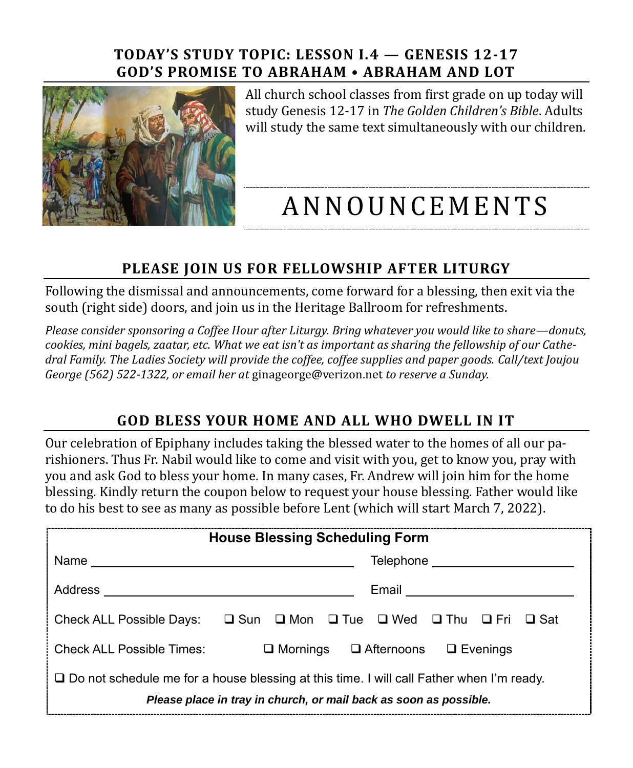## TODAY'S STUDY TOPIC: LESSON I.4 — GENESIS 12-17
## GOD'S PROMISE TO ABRAHAM • ABRAHAM AND LOT

All church school classes from first grade on up today will study Genesis 12-17 in *The Golden Children's Bible*. Adults will study the same text simultaneously with our children.

# ANNOUNCEMENTS

## PLEASE JOIN US FOR FELLOWSHIP AFTER LITURGY

Following the dismissal and announcements, come forward for a blessing, then exit via the south (right side) doors, and join us in the Heritage Ballroom for refreshments.

*Please consider sponsoring a Coffee Hour after Liturgy. Bring whatever you would like to share—donuts, cookies, mini bagels, zaatar, etc. What we eat isn't as important as sharing the fellowship of our Cathedral Family. The Ladies Society will provide the coffee, coffee supplies and paper goods. Call/text Joujou George (562) 522-1322, or email her at* ginageorge@verizon.net *to reserve a Sunday.*

## GOD BLESS YOUR HOME AND ALL WHO DWELL IN IT

Our celebration of Epiphany includes taking the blessed water to the homes of all our parishioners. Thus Fr. Nabil would like to come and visit with you, get to know you, pray with you and ask God to bless your home. In many cases, Fr. Andrew will join him for the home blessing. Kindly return the coupon below to request your house blessing. Father would like to do his best to see as many as possible before Lent (which will start March 7, 2022).

**House Blessing Scheduling Form**

Name ______________________________ Telephone ____________________

Address ____________________________ Email ________________________

Check ALL Possible Days: ❑ Sun ❑ Mon ❑ Tue ❑ Wed ❑ Thu ❑ Fri ❑ Sat

Check ALL Possible Times: ❑ Mornings ❑ Afternoons ❑ Evenings

❑ Do not schedule me for a house blessing at this time. I will call Father when I'm ready.

***Please place in tray in church, or mail back as soon as possible.***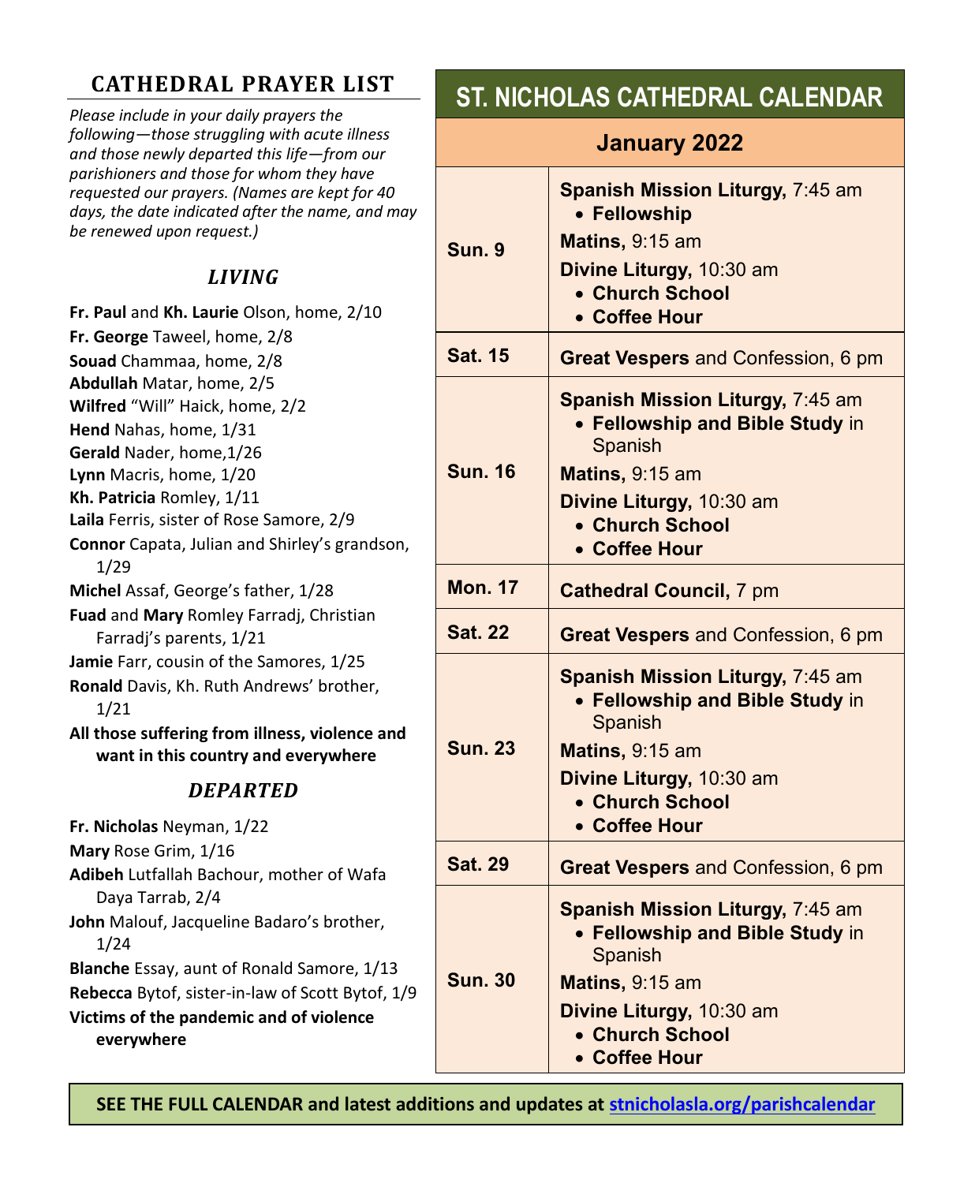## CATHEDRAL PRAYER LIST

*Please include in your daily prayers the following—those struggling with acute illness and those newly departed this life—from our parishioners and those for whom they have requested our prayers. (Names are kept for 40 days, the date indicated after the name, and may be renewed upon request.)*

### *LIVING*

**Fr. Paul** and **Kh. Laurie** Olson, home, 2/10
**Fr. George** Taweel, home, 2/8
**Souad** Chammaa, home, 2/8
**Abdullah** Matar, home, 2/5
**Wilfred** "Will" Haick, home, 2/2
**Hend** Nahas, home, 1/31
**Gerald** Nader, home,1/26
**Lynn** Macris, home, 1/20
**Kh. Patricia** Romley, 1/11
**Laila** Ferris, sister of Rose Samore, 2/9
**Connor** Capata, Julian and Shirley's grandson, 1/29
**Michel** Assaf, George's father, 1/28
**Fuad** and **Mary** Romley Farradj, Christian Farradj's parents, 1/21
**Jamie** Farr, cousin of the Samores, 1/25
**Ronald** Davis, Kh. Ruth Andrews' brother, 1/21
**All those suffering from illness, violence and want in this country and everywhere**

### *DEPARTED*

**Fr. Nicholas** Neyman, 1/22
**Mary** Rose Grim, 1/16
**Adibeh** Lutfallah Bachour, mother of Wafa Daya Tarrab, 2/4
**John** Malouf, Jacqueline Badaro's brother, 1/24
**Blanche** Essay, aunt of Ronald Samore, 1/13
**Rebecca** Bytof, sister-in-law of Scott Bytof, 1/9
**Victims of the pandemic and of violence everywhere**

## ST. NICHOLAS CATHEDRAL CALENDAR

### January 2022

| | |
|---|---|
| **Sun. 9** | **Spanish Mission Liturgy,** 7:45 am<br>• **Fellowship**<br>**Matins,** 9:15 am<br>**Divine Liturgy,** 10:30 am<br>• **Church School**<br>• **Coffee Hour** |
| **Sat. 15** | **Great Vespers** and Confession, 6 pm |
| **Sun. 16** | **Spanish Mission Liturgy,** 7:45 am<br>• **Fellowship and Bible Study** in Spanish<br>**Matins,** 9:15 am<br>**Divine Liturgy,** 10:30 am<br>• **Church School**<br>• **Coffee Hour** |
| **Mon. 17** | **Cathedral Council,** 7 pm |
| **Sat. 22** | **Great Vespers** and Confession, 6 pm |
| **Sun. 23** | **Spanish Mission Liturgy,** 7:45 am<br>• **Fellowship and Bible Study** in Spanish<br>**Matins,** 9:15 am<br>**Divine Liturgy,** 10:30 am<br>• **Church School**<br>• **Coffee Hour** |
| **Sat. 29** | **Great Vespers** and Confession, 6 pm |
| **Sun. 30** | **Spanish Mission Liturgy,** 7:45 am<br>• **Fellowship and Bible Study** in Spanish<br>**Matins,** 9:15 am<br>**Divine Liturgy,** 10:30 am<br>• **Church School**<br>• **Coffee Hour** |

**SEE THE FULL CALENDAR and latest additions and updates at [stnicholasla.org/parishcalendar](stnicholasla.org/parishcalendar)**